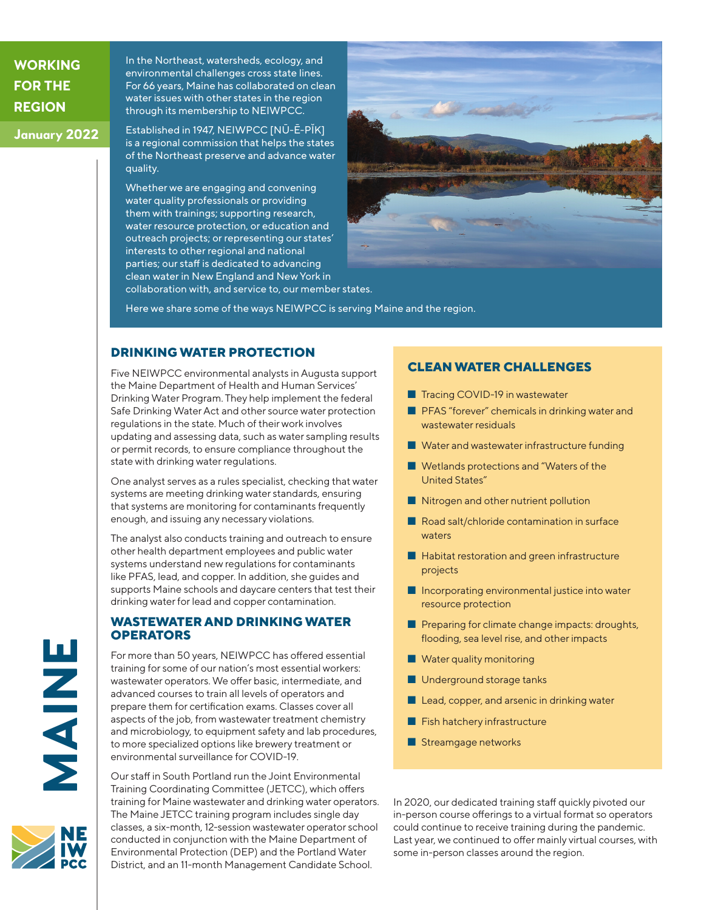# WORKING FOR THE REGION

**January 2022**

# MAINE

In the Northeast, watersheds, ecology, and environmental challenges cross state lines. For 66 years, Maine has collaborated on clean water issues with other states in the region through its membership to NEIWPCC.

Established in 1947, NEIWPCC [NŪ-Ē-PĬK] is a regional commission that helps the states of the Northeast preserve and advance water quality.

Whether we are engaging and convening water quality professionals or providing them with trainings; supporting research, water resource protection, or education and outreach projects; or representing our states' interests to other regional and national parties; our staff is dedicated to advancing clean water in New England and New York in collaboration with, and service to, our member states.

Here we share some of the ways NEIWPCC is serving Maine and the region.

## DRINKING WATER PROTECTION

Five NEIWPCC environmental analysts in Augusta support the Maine Department of Health and Human Services' Drinking Water Program. They help implement the federal Safe Drinking Water Act and other source water protection regulations in the state. Much of their work involves updating and assessing data, such as water sampling results or permit records, to ensure compliance throughout the state with drinking water regulations.

One analyst serves as a rules specialist, checking that water systems are meeting drinking water standards, ensuring that systems are monitoring for contaminants frequently enough, and issuing any necessary violations.

The analyst also conducts training and outreach to ensure other health department employees and public water systems understand new regulations for contaminants like PFAS, lead, and copper. In addition, she guides and supports Maine schools and daycare centers that test their drinking water for lead and copper contamination.

## WASTEWATER AND DRINKING WATER OPERATORS

For more than 50 years, NEIWPCC has offered essential training for some of our nation's most essential workers: wastewater operators. We offer basic, intermediate, and advanced courses to train all levels of operators and prepare them for certification exams. Classes cover all aspects of the job, from wastewater treatment chemistry and microbiology, to equipment safety and lab procedures, to more specialized options like brewery treatment or environmental surveillance for COVID-19.

Our staff in South Portland run the Joint Environmental Training Coordinating Committee (JETCC), which offers training for Maine wastewater and drinking water operators. The Maine JETCC training program includes single day classes, a six-month, 12-session wastewater operator school conducted in conjunction with the Maine Department of Environmental Protection (DEP) and the Portland Water District, and an 11-month Management Candidate School.

In 2020, our dedicated training staff quickly pivoted our in-person course offerings to a virtual format so operators could continue to receive training during the pandemic. Last year, we continued to offer mainly virtual courses, with some in-person classes around the region.

## CLEAN WATER CHALLENGES

- Tracing COVID-19 in wastewater
- PFAS "forever" chemicals in drinking water and wastewater residuals
- Water and wastewater infrastructure funding
- Wetlands protections and "Waters of the United States"
- Nitrogen and other nutrient pollution
- Road salt/chloride contamination in surface waters
- Habitat restoration and green infrastructure projects
- Incorporating environmental justice into water resource protection
- Preparing for climate change impacts: droughts, flooding, sea level rise, and other impacts
- Water quality monitoring
- Underground storage tanks
- Lead, copper, and arsenic in drinking water
- Fish hatchery infrastructure
- Streamgage networks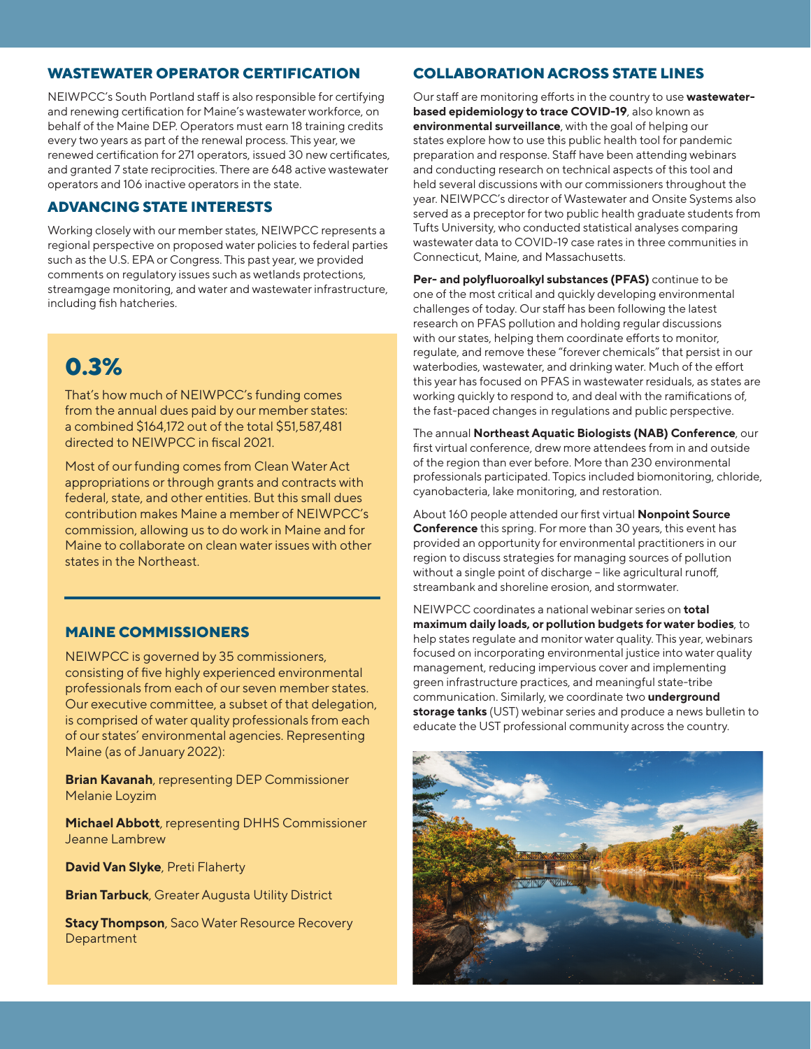## WASTEWATER OPERATOR CERTIFICATION

NEIWPCC's South Portland staff is also responsible for certifying and renewing certification for Maine's wastewater workforce, on behalf of the Maine DEP. Operators must earn 18 training credits every two years as part of the renewal process. This year, we renewed certification for 271 operators, issued 30 new certificates, and granted 7 state reciprocities. There are 648 active wastewater operators and 106 inactive operators in the state.

## ADVANCING STATE INTERESTS

Working closely with our member states, NEIWPCC represents a regional perspective on proposed water policies to federal parties such as the U.S. EPA or Congress. This past year, we provided comments on regulatory issues such as wetlands protections, streamgage monitoring, and water and wastewater infrastructure, including fish hatcheries.

# 0.3%

That's how much of NEIWPCC's funding comes from the annual dues paid by our member states: a combined $164,172 out of the total $51,587,481 directed to NEIWPCC in fiscal 2021.

Most of our funding comes from Clean Water Act appropriations or through grants and contracts with federal, state, and other entities. But this small dues contribution makes Maine a member of NEIWPCC's commission, allowing us to do work in Maine and for Maine to collaborate on clean water issues with other states in the Northeast.

## MAINE COMMISSIONERS

NEIWPCC is governed by 35 commissioners, consisting of five highly experienced environmental professionals from each of our seven member states. Our executive committee, a subset of that delegation, is comprised of water quality professionals from each of our states' environmental agencies. Representing Maine (as of January 2022):

**Brian Kavanah**, representing DEP Commissioner Melanie Loyzim

**Michael Abbott**, representing DHHS Commissioner Jeanne Lambrew

**David Van Slyke**, Preti Flaherty

**Brian Tarbuck**, Greater Augusta Utility District

**Stacy Thompson**, Saco Water Resource Recovery Department

## COLLABORATION ACROSS STATE LINES

Our staff are monitoring efforts in the country to use **wastewater-based epidemiology to trace COVID-19**, also known as **environmental surveillance**, with the goal of helping our states explore how to use this public health tool for pandemic preparation and response. Staff have been attending webinars and conducting research on technical aspects of this tool and held several discussions with our commissioners throughout the year. NEIWPCC's director of Wastewater and Onsite Systems also served as a preceptor for two public health graduate students from Tufts University, who conducted statistical analyses comparing wastewater data to COVID-19 case rates in three communities in Connecticut, Maine, and Massachusetts.

**Per- and polyfluoroalkyl substances (PFAS)** continue to be one of the most critical and quickly developing environmental challenges of today. Our staff has been following the latest research on PFAS pollution and holding regular discussions with our states, helping them coordinate efforts to monitor, regulate, and remove these "forever chemicals" that persist in our waterbodies, wastewater, and drinking water. Much of the effort this year has focused on PFAS in wastewater residuals, as states are working quickly to respond to, and deal with the ramifications of, the fast-paced changes in regulations and public perspective.

The annual **Northeast Aquatic Biologists (NAB) Conference**, our first virtual conference, drew more attendees from in and outside of the region than ever before. More than 230 environmental professionals participated. Topics included biomonitoring, chloride, cyanobacteria, lake monitoring, and restoration.

About 160 people attended our first virtual **Nonpoint Source Conference** this spring. For more than 30 years, this event has provided an opportunity for environmental practitioners in our region to discuss strategies for managing sources of pollution without a single point of discharge – like agricultural runoff, streambank and shoreline erosion, and stormwater.

NEIWPCC coordinates a national webinar series on **total maximum daily loads, or pollution budgets for water bodies**, to help states regulate and monitor water quality. This year, webinars focused on incorporating environmental justice into water quality management, reducing impervious cover and implementing green infrastructure practices, and meaningful state-tribe communication. Similarly, we coordinate two **underground storage tanks** (UST) webinar series and produce a news bulletin to educate the UST professional community across the country.